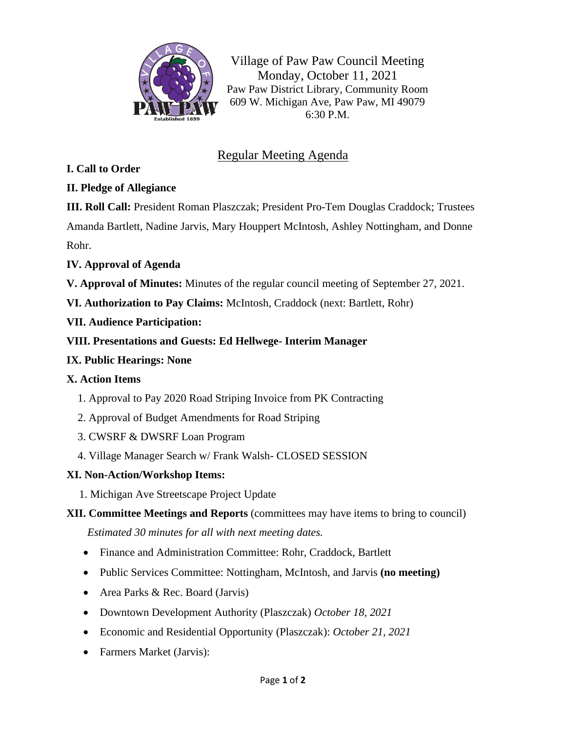Village of Paw Paw Council Meeting
Monday, October 11, 2021
Paw Paw District Library, Community Room
609 W. Michigan Ave, Paw Paw, MI 49079
6:30 P.M.

## Regular Meeting Agenda

**I. Call to Order**

**II. Pledge of Allegiance**

**III. Roll Call:** President Roman Plaszczak; President Pro-Tem Douglas Craddock; Trustees Amanda Bartlett, Nadine Jarvis, Mary Houppert McIntosh, Ashley Nottingham, and Donne Rohr.

**IV. Approval of Agenda**

**V. Approval of Minutes:** Minutes of the regular council meeting of September 27, 2021.

**VI. Authorization to Pay Claims:** McIntosh, Craddock (next: Bartlett, Rohr)

**VII. Audience Participation:**

**VIII. Presentations and Guests: Ed Hellwege- Interim Manager**

**IX. Public Hearings: None**

**X. Action Items**

1. Approval to Pay 2020 Road Striping Invoice from PK Contracting
2. Approval of Budget Amendments for Road Striping
3. CWSRF & DWSRF Loan Program
4. Village Manager Search w/ Frank Walsh- CLOSED SESSION

**XI. Non-Action/Workshop Items:**

1. Michigan Ave Streetscape Project Update

**XII. Committee Meetings and Reports** (committees may have items to bring to council)

*Estimated 30 minutes for all with next meeting dates.*

- Finance and Administration Committee: Rohr, Craddock, Bartlett
- Public Services Committee: Nottingham, McIntosh, and Jarvis **(no meeting)**
- Area Parks & Rec. Board (Jarvis)
- Downtown Development Authority (Plaszczak) *October 18, 2021*
- Economic and Residential Opportunity (Plaszczak): *October 21, 2021*
- Farmers Market (Jarvis):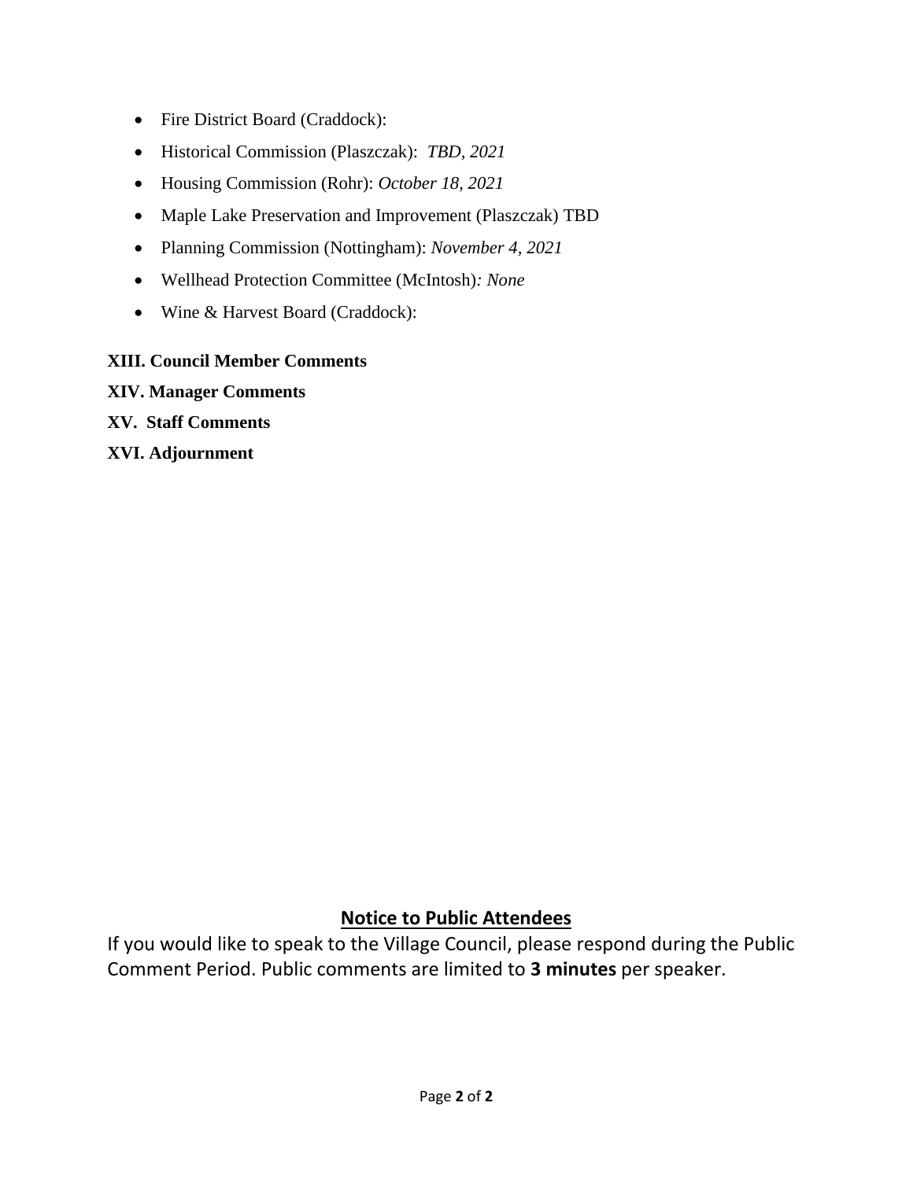- Fire District Board (Craddock):
- Historical Commission (Plaszczak): *TBD, 2021*
- Housing Commission (Rohr): *October 18, 2021*
- Maple Lake Preservation and Improvement (Plaszczak) TBD
- Planning Commission (Nottingham): *November 4, 2021*
- Wellhead Protection Committee (McIntosh)*: None*
- Wine & Harvest Board (Craddock):

**XIII. Council Member Comments**

**XIV. Manager Comments**

**XV. Staff Comments**

**XVI. Adjournment**

## Notice to Public Attendees

If you would like to speak to the Village Council, please respond during the Public Comment Period. Public comments are limited to **3 minutes** per speaker.